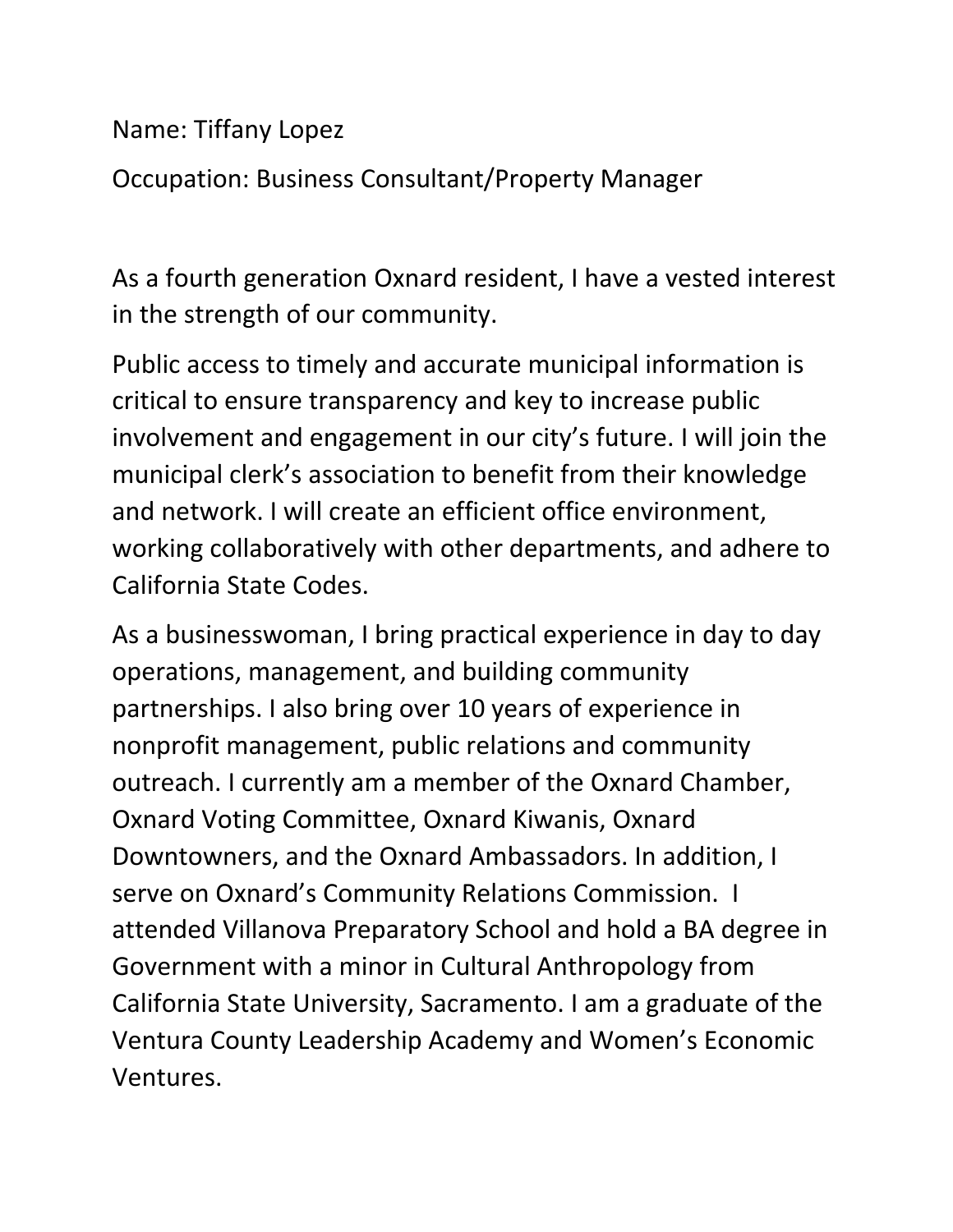Name: Tiffany Lopez

Occupation: Business Consultant/Property Manager

As a fourth generation Oxnard resident, I have a vested interest in the strength of our community.

Public access to timely and accurate municipal information is critical to ensure transparency and key to increase public involvement and engagement in our city's future. I will join the municipal clerk's association to benefit from their knowledge and network. I will create an efficient office environment, working collaboratively with other departments, and adhere to California State Codes.

As a businesswoman, I bring practical experience in day to day operations, management, and building community partnerships. I also bring over 10 years of experience in nonprofit management, public relations and community outreach. I currently am a member of the Oxnard Chamber, Oxnard Voting Committee, Oxnard Kiwanis, Oxnard Downtowners, and the Oxnard Ambassadors. In addition, I serve on Oxnard's Community Relations Commission. I attended Villanova Preparatory School and hold a BA degree in Government with a minor in Cultural Anthropology from California State University, Sacramento. I am a graduate of the Ventura County Leadership Academy and Women's Economic Ventures.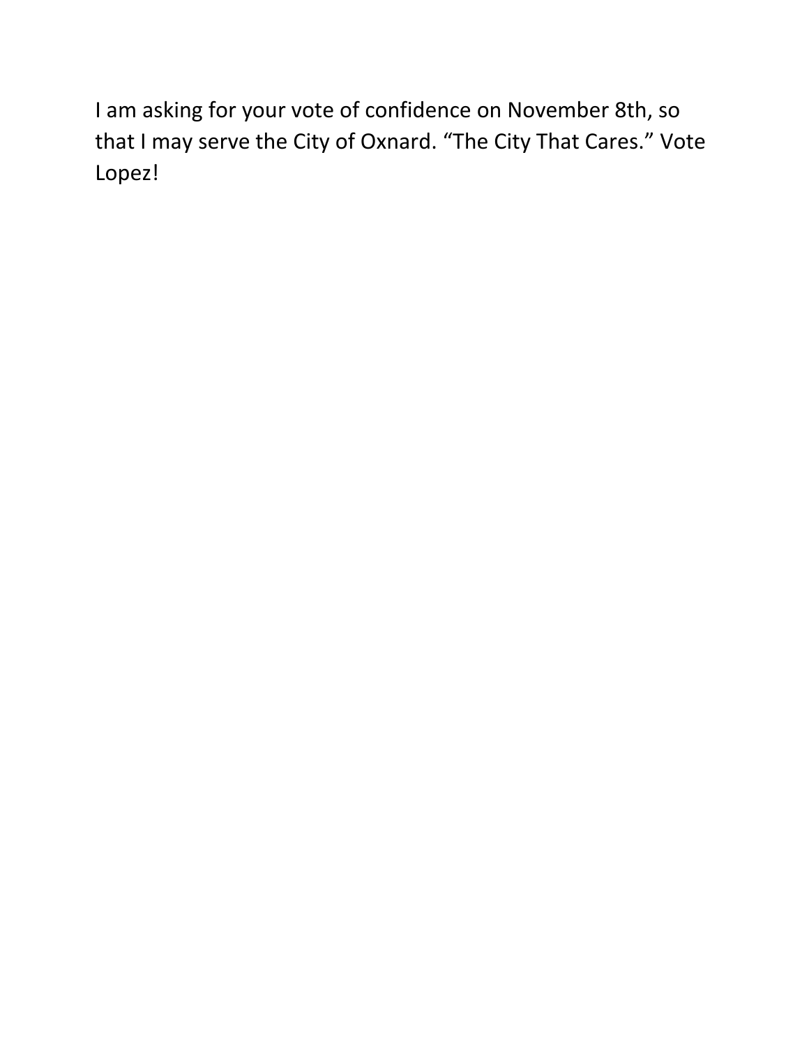I am asking for your vote of confidence on November 8th, so that I may serve the City of Oxnard. "The City That Cares." Vote Lopez!